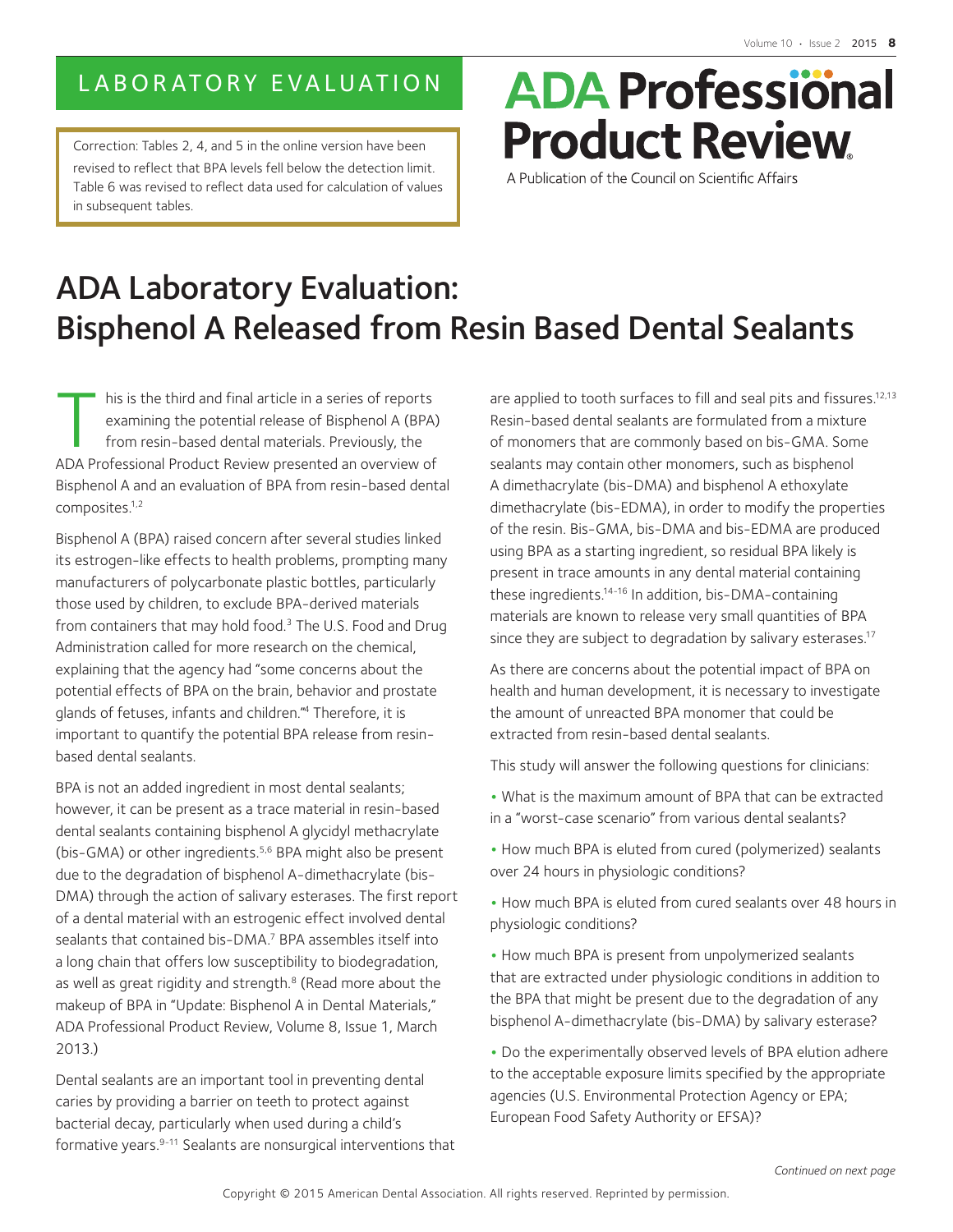LABORATORY EVALUATION

Correction: Tables 2, 4, and 5 in the online version have been revised to reflect that BPA levels fell below the detection limit. Table 6 was revised to reflect data used for calculation of values in subsequent tables.

**ADA Professional Product Review**

A Publication of the Council on Scientific Affairs

# ADA Laboratory Evaluation: Bisphenol A Released from Resin Based Dental Sealants

This is the third and final article in a series of reports examining the potential release of Bisphenol A (BPA) from resin-based dental materials. Previously, the ADA Professional Product Review presented an overview of Bisphenol A and an evaluation of BPA from resin-based dental composites.[1,2]

Bisphenol A (BPA) raised concern after several studies linked its estrogen-like effects to health problems, prompting many manufacturers of polycarbonate plastic bottles, particularly those used by children, to exclude BPA-derived materials from containers that may hold food.[3] The U.S. Food and Drug Administration called for more research on the chemical, explaining that the agency had "some concerns about the potential effects of BPA on the brain, behavior and prostate glands of fetuses, infants and children."[4] Therefore, it is important to quantify the potential BPA release from resin-based dental sealants.

BPA is not an added ingredient in most dental sealants; however, it can be present as a trace material in resin-based dental sealants containing bisphenol A glycidyl methacrylate (bis-GMA) or other ingredients.[5,6] BPA might also be present due to the degradation of bisphenol A-dimethacrylate (bis-DMA) through the action of salivary esterases. The first report of a dental material with an estrogenic effect involved dental sealants that contained bis-DMA.[7] BPA assembles itself into a long chain that offers low susceptibility to biodegradation, as well as great rigidity and strength.[8] (Read more about the makeup of BPA in "Update: Bisphenol A in Dental Materials," ADA Professional Product Review, Volume 8, Issue 1, March 2013.)

Dental sealants are an important tool in preventing dental caries by providing a barrier on teeth to protect against bacterial decay, particularly when used during a child's formative years.[9-11] Sealants are nonsurgical interventions that are applied to tooth surfaces to fill and seal pits and fissures.[12,13] Resin-based dental sealants are formulated from a mixture of monomers that are commonly based on bis-GMA. Some sealants may contain other monomers, such as bisphenol A dimethacrylate (bis-DMA) and bisphenol A ethoxylate dimethacrylate (bis-EDMA), in order to modify the properties of the resin. Bis-GMA, bis-DMA and bis-EDMA are produced using BPA as a starting ingredient, so residual BPA likely is present in trace amounts in any dental material containing these ingredients.[14-16] In addition, bis-DMA-containing materials are known to release very small quantities of BPA since they are subject to degradation by salivary esterases.[17]

As there are concerns about the potential impact of BPA on health and human development, it is necessary to investigate the amount of unreacted BPA monomer that could be extracted from resin-based dental sealants.

This study will answer the following questions for clinicians:

- What is the maximum amount of BPA that can be extracted in a "worst-case scenario" from various dental sealants?
- How much BPA is eluted from cured (polymerized) sealants over 24 hours in physiologic conditions?
- How much BPA is eluted from cured sealants over 48 hours in physiologic conditions?
- How much BPA is present from unpolymerized sealants that are extracted under physiologic conditions in addition to the BPA that might be present due to the degradation of any bisphenol A-dimethacrylate (bis-DMA) by salivary esterase?
- Do the experimentally observed levels of BPA elution adhere to the acceptable exposure limits specified by the appropriate agencies (U.S. Environmental Protection Agency or EPA; European Food Safety Authority or EFSA)?

*Continued on next page*

Copyright © 2015 American Dental Association. All rights reserved. Reprinted by permission.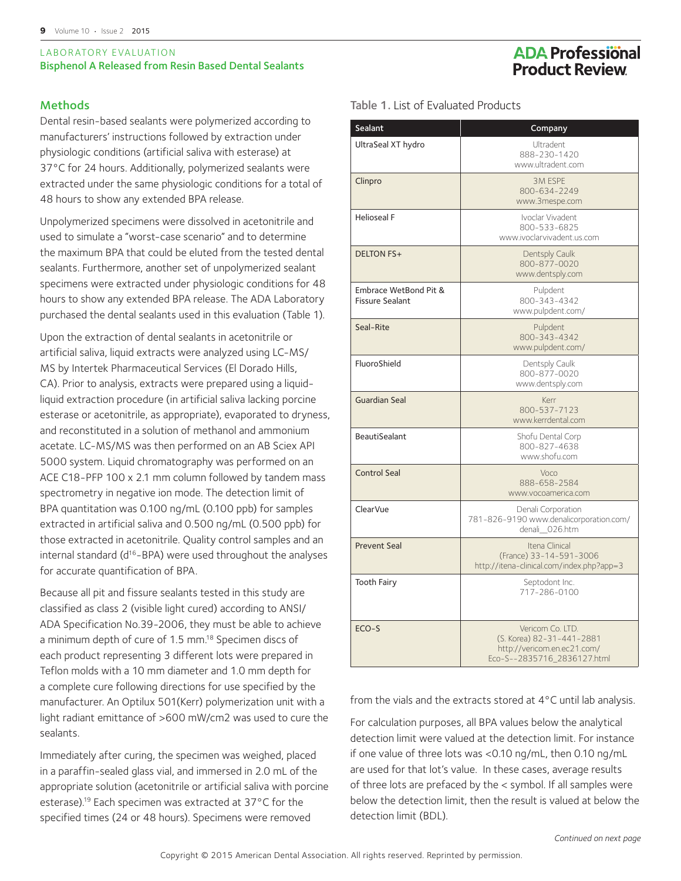## Methods

Dental resin-based sealants were polymerized according to manufacturers' instructions followed by extraction under physiologic conditions (artificial saliva with esterase) at 37°C for 24 hours. Additionally, polymerized sealants were extracted under the same physiologic conditions for a total of 48 hours to show any extended BPA release.

Unpolymerized specimens were dissolved in acetonitrile and used to simulate a "worst-case scenario" and to determine the maximum BPA that could be eluted from the tested dental sealants. Furthermore, another set of unpolymerized sealant specimens were extracted under physiologic conditions for 48 hours to show any extended BPA release. The ADA Laboratory purchased the dental sealants used in this evaluation (Table 1).

Upon the extraction of dental sealants in acetonitrile or artificial saliva, liquid extracts were analyzed using LC-MS/MS by Intertek Pharmaceutical Services (El Dorado Hills, CA). Prior to analysis, extracts were prepared using a liquid-liquid extraction procedure (in artificial saliva lacking porcine esterase or acetonitrile, as appropriate), evaporated to dryness, and reconstituted in a solution of methanol and ammonium acetate. LC-MS/MS was then performed on an AB Sciex API 5000 system. Liquid chromatography was performed on an ACE C18-PFP 100 x 2.1 mm column followed by tandem mass spectrometry in negative ion mode. The detection limit of BPA quantitation was 0.100 ng/mL (0.100 ppb) for samples extracted in artificial saliva and 0.500 ng/mL (0.500 ppb) for those extracted in acetonitrile. Quality control samples and an internal standard ($d^{16}$-BPA) were used throughout the analyses for accurate quantification of BPA.

Because all pit and fissure sealants tested in this study are classified as class 2 (visible light cured) according to ANSI/ADA Specification No.39-2006, they must be able to achieve a minimum depth of cure of 1.5 mm.[18] Specimen discs of each product representing 3 different lots were prepared in Teflon molds with a 10 mm diameter and 1.0 mm depth for a complete cure following directions for use specified by the manufacturer. An Optilux 501(Kerr) polymerization unit with a light radiant emittance of >600 mW/cm2 was used to cure the sealants.

Immediately after curing, the specimen was weighed, placed in a paraffin-sealed glass vial, and immersed in 2.0 mL of the appropriate solution (acetonitrile or artificial saliva with porcine esterase).[19] Each specimen was extracted at 37°C for the specified times (24 or 48 hours). Specimens were removed from the vials and the extracts stored at 4°C until lab analysis.

For calculation purposes, all BPA values below the analytical detection limit were valued at the detection limit. For instance if one value of three lots was <0.10 ng/mL, then 0.10 ng/mL are used for that lot's value. In these cases, average results of three lots are prefaced by the < symbol. If all samples were below the detection limit, then the result is valued at below the detection limit (BDL).

**Table 1.** List of Evaluated Products

| Sealant | Company |
|---|---|
| UltraSeal XT hydro | Ultradent 888-230-1420 www.ultradent.com |
| Clinpro | 3M ESPE 800-634-2249 www.3mespe.com |
| Helioseal F | Ivoclar Vivadent 800-533-6825 www.ivoclarvivadent.us.com |
| DELTON FS+ | Dentsply Caulk 800-877-0020 www.dentsply.com |
| Embrace WetBond Pit & Fissure Sealant | Pulpdent 800-343-4342 www.pulpdent.com/ |
| Seal-Rite | Pulpdent 800-343-4342 www.pulpdent.com/ |
| FluoroShield | Dentsply Caulk 800-877-0020 www.dentsply.com |
| Guardian Seal | Kerr 800-537-7123 www.kerrdental.com |
| BeautiSealant | Shofu Dental Corp 800-827-4638 www.shofu.com |
| Control Seal | Voco 888-658-2584 www.vocoamerica.com |
| ClearVue | Denali Corporation 781-826-9190 www.denalicorporation.com/denali__026.htm |
| Prevent Seal | Itena Clinical (France) 33-14-591-3006 http://itena-clinical.com/index.php?app=3 |
| Tooth Fairy | Septodont Inc. 717-286-0100 |
| ECO-S | Vericom Co. LTD. (S. Korea) 82-31-441-2881 http://vericom.en.ec21.com/Eco-S--2835716_2836127.html |

*Continued on next page*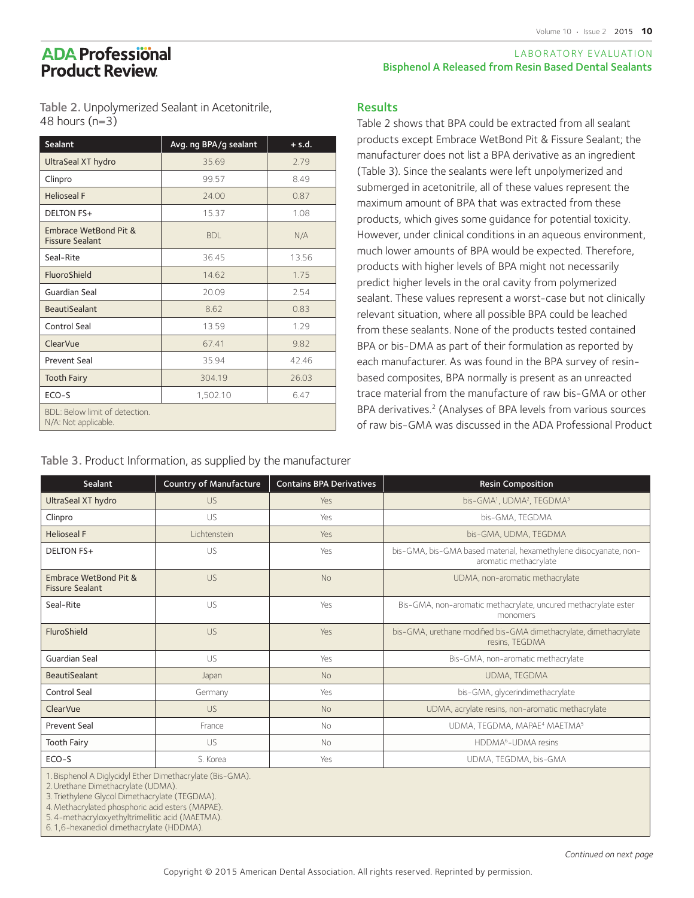Table 2. Unpolymerized Sealant in Acetonitrile, 48 hours (n=3)

| Sealant | Avg. ng BPA/g sealant | + s.d. |
|---|---|---|
| UltraSeal XT hydro | 35.69 | 2.79 |
| Clinpro | 99.57 | 8.49 |
| Helioseal F | 24.00 | 0.87 |
| DELTON FS+ | 15.37 | 1.08 |
| Embrace WetBond Pit & Fissure Sealant | BDL | N/A |
| Seal-Rite | 36.45 | 13.56 |
| FluoroShield | 14.62 | 1.75 |
| Guardian Seal | 20.09 | 2.54 |
| BeautiSealant | 8.62 | 0.83 |
| Control Seal | 13.59 | 1.29 |
| ClearVue | 67.41 | 9.82 |
| Prevent Seal | 35.94 | 42.46 |
| Tooth Fairy | 304.19 | 26.03 |
| ECO-S | 1,502.10 | 6.47 |

BDL: Below limit of detection.
N/A: Not applicable.

## Results

Table 2 shows that BPA could be extracted from all sealant products except Embrace WetBond Pit & Fissure Sealant; the manufacturer does not list a BPA derivative as an ingredient (Table 3). Since the sealants were left unpolymerized and submerged in acetonitrile, all of these values represent the maximum amount of BPA that was extracted from these products, which gives some guidance for potential toxicity. However, under clinical conditions in an aqueous environment, much lower amounts of BPA would be expected. Therefore, products with higher levels of BPA might not necessarily predict higher levels in the oral cavity from polymerized sealant. These values represent a worst-case but not clinically relevant situation, where all possible BPA could be leached from these sealants. None of the products tested contained BPA or bis-DMA as part of their formulation as reported by each manufacturer. As was found in the BPA survey of resin-based composites, BPA normally is present as an unreacted trace material from the manufacture of raw bis-GMA or other BPA derivatives.[2] (Analyses of BPA levels from various sources of raw bis-GMA was discussed in the ADA Professional Product

Table 3. Product Information, as supplied by the manufacturer

| Sealant | Country of Manufacture | Contains BPA Derivatives | Resin Composition |
|---|---|---|---|
| UltraSeal XT hydro | US | Yes | bis-GMA[1], UDMA[2], TEGDMA[3] |
| Clinpro | US | Yes | bis-GMA, TEGDMA |
| Helioseal F | Lichtenstein | Yes | bis-GMA, UDMA, TEGDMA |
| DELTON FS+ | US | Yes | bis-GMA, bis-GMA based material, hexamethylene diisocyanate, non-aromatic methacrylate |
| Embrace WetBond Pit & Fissure Sealant | US | No | UDMA, non-aromatic methacrylate |
| Seal-Rite | US | Yes | Bis-GMA, non-aromatic methacrylate, uncured methacrylate ester monomers |
| FluroShield | US | Yes | bis-GMA, urethane modified bis-GMA dimethacrylate, dimethacrylate resins, TEGDMA |
| Guardian Seal | US | Yes | Bis-GMA, non-aromatic methacrylate |
| BeautiSealant | Japan | No | UDMA, TEGDMA |
| Control Seal | Germany | Yes | bis-GMA, glycerindimethacrylate |
| ClearVue | US | No | UDMA, acrylate resins, non-aromatic methacrylate |
| Prevent Seal | France | No | UDMA, TEGDMA, MAPAE[4] MAETMA[5] |
| Tooth Fairy | US | No | HDDMA[6]-UDMA resins |
| ECO-S | S. Korea | Yes | UDMA, TEGDMA, bis-GMA |

1. Bisphenol A Diglycidyl Ether Dimethacrylate (Bis-GMA).
2. Urethane Dimethacrylate (UDMA).
3. Triethylene Glycol Dimethacrylate (TEGDMA).
4. Methacrylated phosphoric acid esters (MAPAE).
5. 4-methacryloxyethyltrimellitic acid (MAETMA).
6. 1,6-hexanediol dimethacrylate (HDDMA).

*Continued on next page*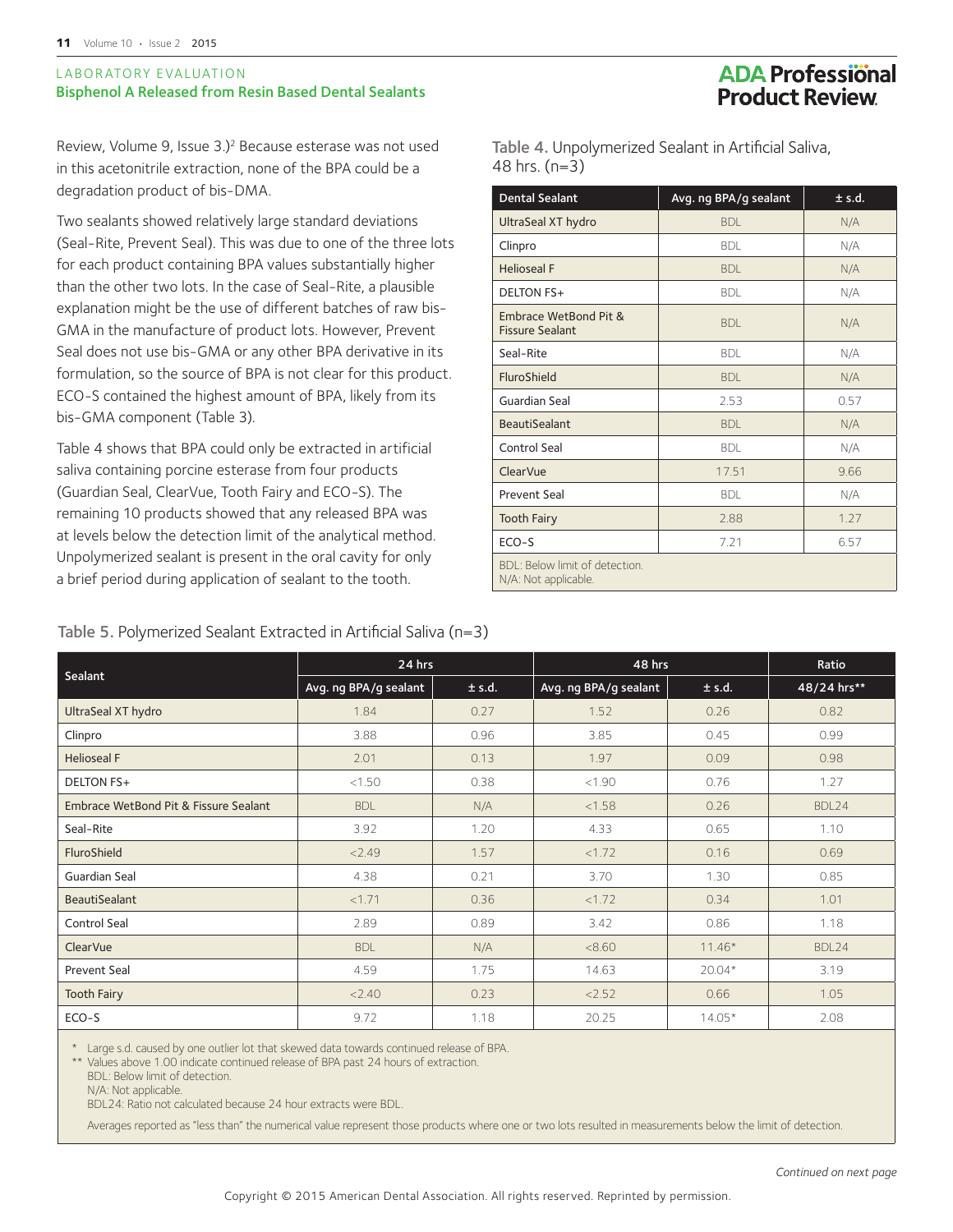Review, Volume 9, Issue 3.)[2] Because esterase was not used in this acetonitrile extraction, none of the BPA could be a degradation product of bis-DMA.

Two sealants showed relatively large standard deviations (Seal-Rite, Prevent Seal). This was due to one of the three lots for each product containing BPA values substantially higher than the other two lots. In the case of Seal-Rite, a plausible explanation might be the use of different batches of raw bis-GMA in the manufacture of product lots. However, Prevent Seal does not use bis-GMA or any other BPA derivative in its formulation, so the source of BPA is not clear for this product. ECO-S contained the highest amount of BPA, likely from its bis-GMA component (Table 3).

Table 4 shows that BPA could only be extracted in artificial saliva containing porcine esterase from four products (Guardian Seal, ClearVue, Tooth Fairy and ECO-S). The remaining 10 products showed that any released BPA was at levels below the detection limit of the analytical method. Unpolymerized sealant is present in the oral cavity for only a brief period during application of sealant to the tooth.

**Table 4.** Unpolymerized Sealant in Artificial Saliva, 48 hrs. (n=3)

| Dental Sealant | Avg. ng BPA/g sealant | ± s.d. |
|---|---|---|
| UltraSeal XT hydro | BDL | N/A |
| Clinpro | BDL | N/A |
| Helioseal F | BDL | N/A |
| DELTON FS+ | BDL | N/A |
| Embrace WetBond Pit & Fissure Sealant | BDL | N/A |
| Seal-Rite | BDL | N/A |
| FluroShield | BDL | N/A |
| Guardian Seal | 2.53 | 0.57 |
| BeautiSealant | BDL | N/A |
| Control Seal | BDL | N/A |
| ClearVue | 17.51 | 9.66 |
| Prevent Seal | BDL | N/A |
| Tooth Fairy | 2.88 | 1.27 |
| ECO-S | 7.21 | 6.57 |

BDL: Below limit of detection.
N/A: Not applicable.

**Table 5.** Polymerized Sealant Extracted in Artificial Saliva (n=3)

| Sealant | 24 hrs | | 48 hrs | | Ratio |
|---|---|---|---|---|---|
| | Avg. ng BPA/g sealant | ± s.d. | Avg. ng BPA/g sealant | ± s.d. | 48/24 hrs** |
| UltraSeal XT hydro | 1.84 | 0.27 | 1.52 | 0.26 | 0.82 |
| Clinpro | 3.88 | 0.96 | 3.85 | 0.45 | 0.99 |
| Helioseal F | 2.01 | 0.13 | 1.97 | 0.09 | 0.98 |
| DELTON FS+ | <1.50 | 0.38 | <1.90 | 0.76 | 1.27 |
| Embrace WetBond Pit & Fissure Sealant | BDL | N/A | <1.58 | 0.26 | BDL24 |
| Seal-Rite | 3.92 | 1.20 | 4.33 | 0.65 | 1.10 |
| FluroShield | <2.49 | 1.57 | <1.72 | 0.16 | 0.69 |
| Guardian Seal | 4.38 | 0.21 | 3.70 | 1.30 | 0.85 |
| BeautiSealant | <1.71 | 0.36 | <1.72 | 0.34 | 1.01 |
| Control Seal | 2.89 | 0.89 | 3.42 | 0.86 | 1.18 |
| ClearVue | BDL | N/A | <8.60 | 11.46* | BDL24 |
| Prevent Seal | 4.59 | 1.75 | 14.63 | 20.04* | 3.19 |
| Tooth Fairy | <2.40 | 0.23 | <2.52 | 0.66 | 1.05 |
| ECO-S | 9.72 | 1.18 | 20.25 | 14.05* | 2.08 |

\* Large s.d. caused by one outlier lot that skewed data towards continued release of BPA.
** Values above 1.00 indicate continued release of BPA past 24 hours of extraction.
BDL: Below limit of detection.
N/A: Not applicable.
BDL24: Ratio not calculated because 24 hour extracts were BDL.

Averages reported as "less than" the numerical value represent those products where one or two lots resulted in measurements below the limit of detection.

*Continued on next page*

Copyright © 2015 American Dental Association. All rights reserved. Reprinted by permission.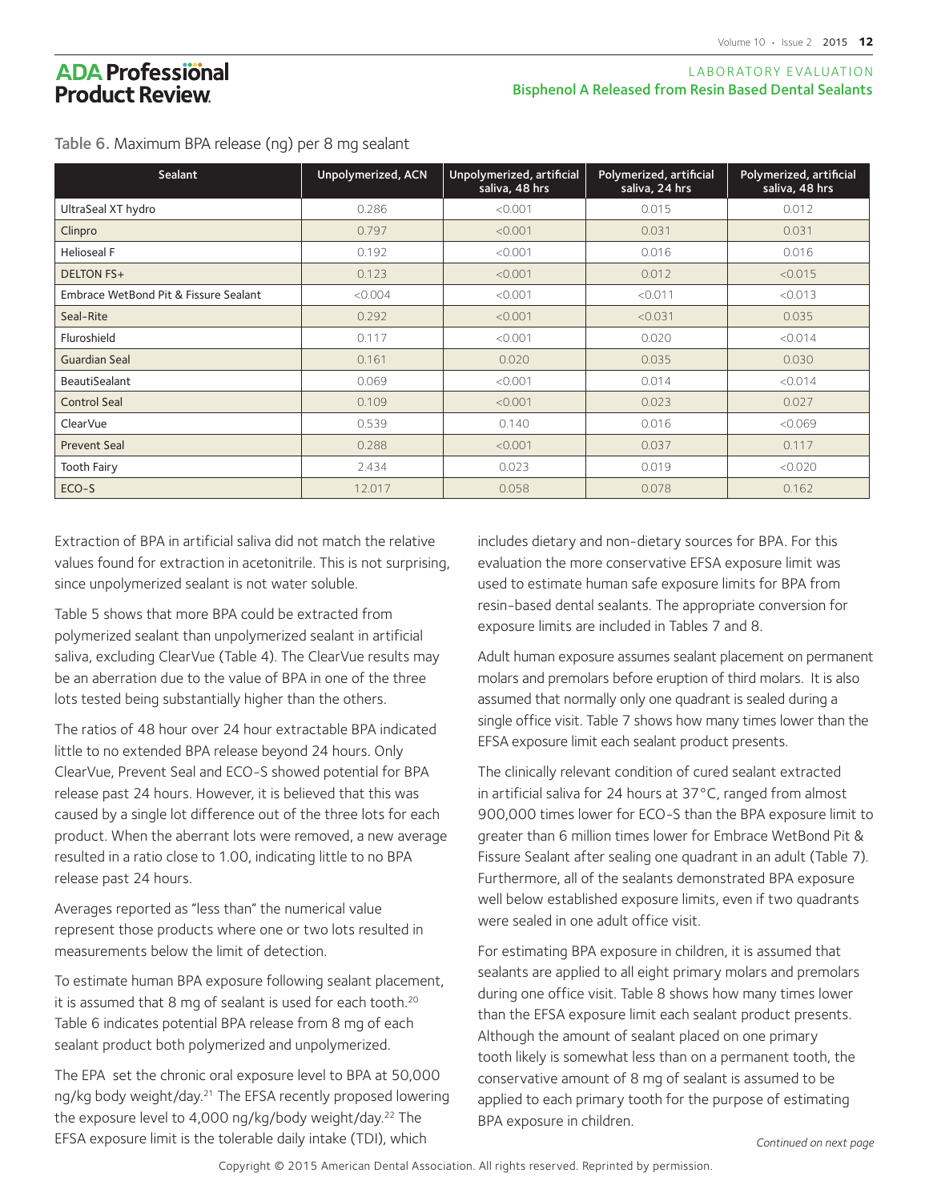Table 6. Maximum BPA release (ng) per 8 mg sealant

| Sealant | Unpolymerized, ACN | Unpolymerized, artificial saliva, 48 hrs | Polymerized, artificial saliva, 24 hrs | Polymerized, artificial saliva, 48 hrs |
|---|---|---|---|---|
| UltraSeal XT hydro | 0.286 | <0.001 | 0.015 | 0.012 |
| Clinpro | 0.797 | <0.001 | 0.031 | 0.031 |
| Helioseal F | 0.192 | <0.001 | 0.016 | 0.016 |
| DELTON FS+ | 0.123 | <0.001 | 0.012 | <0.015 |
| Embrace WetBond Pit & Fissure Sealant | <0.004 | <0.001 | <0.011 | <0.013 |
| Seal-Rite | 0.292 | <0.001 | <0.031 | 0.035 |
| Fluroshield | 0.117 | <0.001 | 0.020 | <0.014 |
| Guardian Seal | 0.161 | 0.020 | 0.035 | 0.030 |
| BeautiSealant | 0.069 | <0.001 | 0.014 | <0.014 |
| Control Seal | 0.109 | <0.001 | 0.023 | 0.027 |
| ClearVue | 0.539 | 0.140 | 0.016 | <0.069 |
| Prevent Seal | 0.288 | <0.001 | 0.037 | 0.117 |
| Tooth Fairy | 2.434 | 0.023 | 0.019 | <0.020 |
| ECO-S | 12.017 | 0.058 | 0.078 | 0.162 |

Extraction of BPA in artificial saliva did not match the relative values found for extraction in acetonitrile. This is not surprising, since unpolymerized sealant is not water soluble.

Table 5 shows that more BPA could be extracted from polymerized sealant than unpolymerized sealant in artificial saliva, excluding ClearVue (Table 4). The ClearVue results may be an aberration due to the value of BPA in one of the three lots tested being substantially higher than the others.

The ratios of 48 hour over 24 hour extractable BPA indicated little to no extended BPA release beyond 24 hours. Only ClearVue, Prevent Seal and ECO-S showed potential for BPA release past 24 hours. However, it is believed that this was caused by a single lot difference out of the three lots for each product. When the aberrant lots were removed, a new average resulted in a ratio close to 1.00, indicating little to no BPA release past 24 hours.

Averages reported as "less than" the numerical value represent those products where one or two lots resulted in measurements below the limit of detection.

To estimate human BPA exposure following sealant placement, it is assumed that 8 mg of sealant is used for each tooth.[20] Table 6 indicates potential BPA release from 8 mg of each sealant product both polymerized and unpolymerized.

The EPA set the chronic oral exposure level to BPA at 50,000 ng/kg body weight/day.[21] The EFSA recently proposed lowering the exposure level to 4,000 ng/kg/body weight/day.[22] The EFSA exposure limit is the tolerable daily intake (TDI), which includes dietary and non-dietary sources for BPA. For this evaluation the more conservative EFSA exposure limit was used to estimate human safe exposure limits for BPA from resin-based dental sealants. The appropriate conversion for exposure limits are included in Tables 7 and 8.

Adult human exposure assumes sealant placement on permanent molars and premolars before eruption of third molars. It is also assumed that normally only one quadrant is sealed during a single office visit. Table 7 shows how many times lower than the EFSA exposure limit each sealant product presents.

The clinically relevant condition of cured sealant extracted in artificial saliva for 24 hours at 37°C, ranged from almost 900,000 times lower for ECO-S than the BPA exposure limit to greater than 6 million times lower for Embrace WetBond Pit & Fissure Sealant after sealing one quadrant in an adult (Table 7). Furthermore, all of the sealants demonstrated BPA exposure well below established exposure limits, even if two quadrants were sealed in one adult office visit.

For estimating BPA exposure in children, it is assumed that sealants are applied to all eight primary molars and premolars during one office visit. Table 8 shows how many times lower than the EFSA exposure limit each sealant product presents. Although the amount of sealant placed on one primary tooth likely is somewhat less than on a permanent tooth, the conservative amount of 8 mg of sealant is assumed to be applied to each primary tooth for the purpose of estimating BPA exposure in children.

*Continued on next page*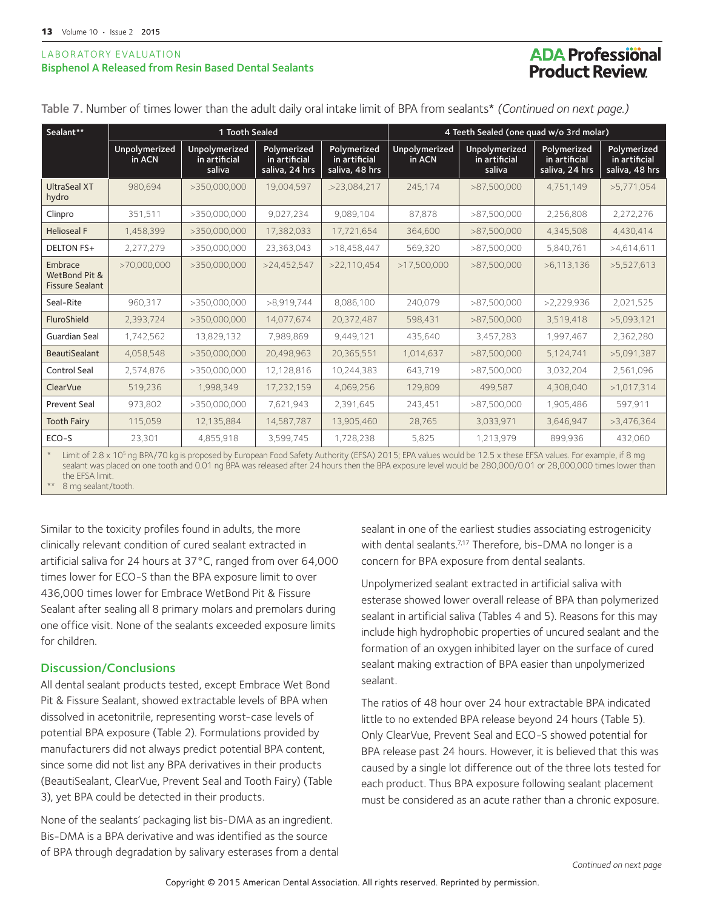Table 7. Number of times lower than the adult daily oral intake limit of BPA from sealants* *(Continued on next page.)*

| Sealant** | 1 Tooth Sealed | | | | 4 Teeth Sealed (one quad w/o 3rd molar) | | | |
|---|---|---|---|---|---|---|---|---|
| | Unpolymerized in ACN | Unpolymerized in artificial saliva | Polymerized in artificial saliva, 24 hrs | Polymerized in artificial saliva, 48 hrs | Unpolymerized in ACN | Unpolymerized in artificial saliva | Polymerized in artificial saliva, 24 hrs | Polymerized in artificial saliva, 48 hrs |
| UltraSeal XT hydro | 980,694 | >350,000,000 | 19,004,597 | .>23,084,217 | 245,174 | >87,500,000 | 4,751,149 | >5,771,054 |
| Clinpro | 351,511 | >350,000,000 | 9,027,234 | 9,089,104 | 87,878 | >87,500,000 | 2,256,808 | 2,272,276 |
| Helioseal F | 1,458,399 | >350,000,000 | 17,382,033 | 17,721,654 | 364,600 | >87,500,000 | 4,345,508 | 4,430,414 |
| DELTON FS+ | 2,277,279 | >350,000,000 | 23,363,043 | >18,458,447 | 569,320 | >87,500,000 | 5,840,761 | >4,614,611 |
| Embrace WetBond Pit & Fissure Sealant | >70,000,000 | >350,000,000 | >24,452,547 | >22,110,454 | >17,500,000 | >87,500,000 | >6,113,136 | >5,527,613 |
| Seal-Rite | 960,317 | >350,000,000 | >8,919,744 | 8,086,100 | 240,079 | >87,500,000 | >2,229,936 | 2,021,525 |
| FluroShield | 2,393,724 | >350,000,000 | 14,077,674 | 20,372,487 | 598,431 | >87,500,000 | 3,519,418 | >5,093,121 |
| Guardian Seal | 1,742,562 | 13,829,132 | 7,989,869 | 9,449,121 | 435,640 | 3,457,283 | 1,997,467 | 2,362,280 |
| BeautiSealant | 4,058,548 | >350,000,000 | 20,498,963 | 20,365,551 | 1,014,637 | >87,500,000 | 5,124,741 | >5,091,387 |
| Control Seal | 2,574,876 | >350,000,000 | 12,128,816 | 10,244,383 | 643,719 | >87,500,000 | 3,032,204 | 2,561,096 |
| ClearVue | 519,236 | 1,998,349 | 17,232,159 | 4,069,256 | 129,809 | 499,587 | 4,308,040 | >1,017,314 |
| Prevent Seal | 973,802 | >350,000,000 | 7,621,943 | 2,391,645 | 243,451 | >87,500,000 | 1,905,486 | 597,911 |
| Tooth Fairy | 115,059 | 12,135,884 | 14,587,787 | 13,905,460 | 28,765 | 3,033,971 | 3,646,947 | >3,476,364 |
| ECO-S | 23,301 | 4,855,918 | 3,599,745 | 1,728,238 | 5,825 | 1,213,979 | 899,936 | 432,060 |

\* Limit of $2.8 \times 10^5$ ng BPA/70 kg is proposed by European Food Safety Authority (EFSA) 2015; EPA values would be 12.5 x these EFSA values. For example, if 8 mg sealant was placed on one tooth and 0.01 ng BPA was released after 24 hours then the BPA exposure level would be 280,000/0.01 or 28,000,000 times lower than the EFSA limit.

\** 8 mg sealant/tooth.

Similar to the toxicity profiles found in adults, the more clinically relevant condition of cured sealant extracted in artificial saliva for 24 hours at 37°C, ranged from over 64,000 times lower for ECO-S than the BPA exposure limit to over 436,000 times lower for Embrace WetBond Pit & Fissure Sealant after sealing all 8 primary molars and premolars during one office visit. None of the sealants exceeded exposure limits for children.

## Discussion/Conclusions

All dental sealant products tested, except Embrace Wet Bond Pit & Fissure Sealant, showed extractable levels of BPA when dissolved in acetonitrile, representing worst-case levels of potential BPA exposure (Table 2). Formulations provided by manufacturers did not always predict potential BPA content, since some did not list any BPA derivatives in their products (BeautiSealant, ClearVue, Prevent Seal and Tooth Fairy) (Table 3), yet BPA could be detected in their products.

None of the sealants' packaging list bis-DMA as an ingredient. Bis-DMA is a BPA derivative and was identified as the source of BPA through degradation by salivary esterases from a dental sealant in one of the earliest studies associating estrogenicity with dental sealants.[7,17] Therefore, bis-DMA no longer is a concern for BPA exposure from dental sealants.

Unpolymerized sealant extracted in artificial saliva with esterase showed lower overall release of BPA than polymerized sealant in artificial saliva (Tables 4 and 5). Reasons for this may include high hydrophobic properties of uncured sealant and the formation of an oxygen inhibited layer on the surface of cured sealant making extraction of BPA easier than unpolymerized sealant.

The ratios of 48 hour over 24 hour extractable BPA indicated little to no extended BPA release beyond 24 hours (Table 5). Only ClearVue, Prevent Seal and ECO-S showed potential for BPA release past 24 hours. However, it is believed that this was caused by a single lot difference out of the three lots tested for each product. Thus BPA exposure following sealant placement must be considered as an acute rather than a chronic exposure.

*Continued on next page*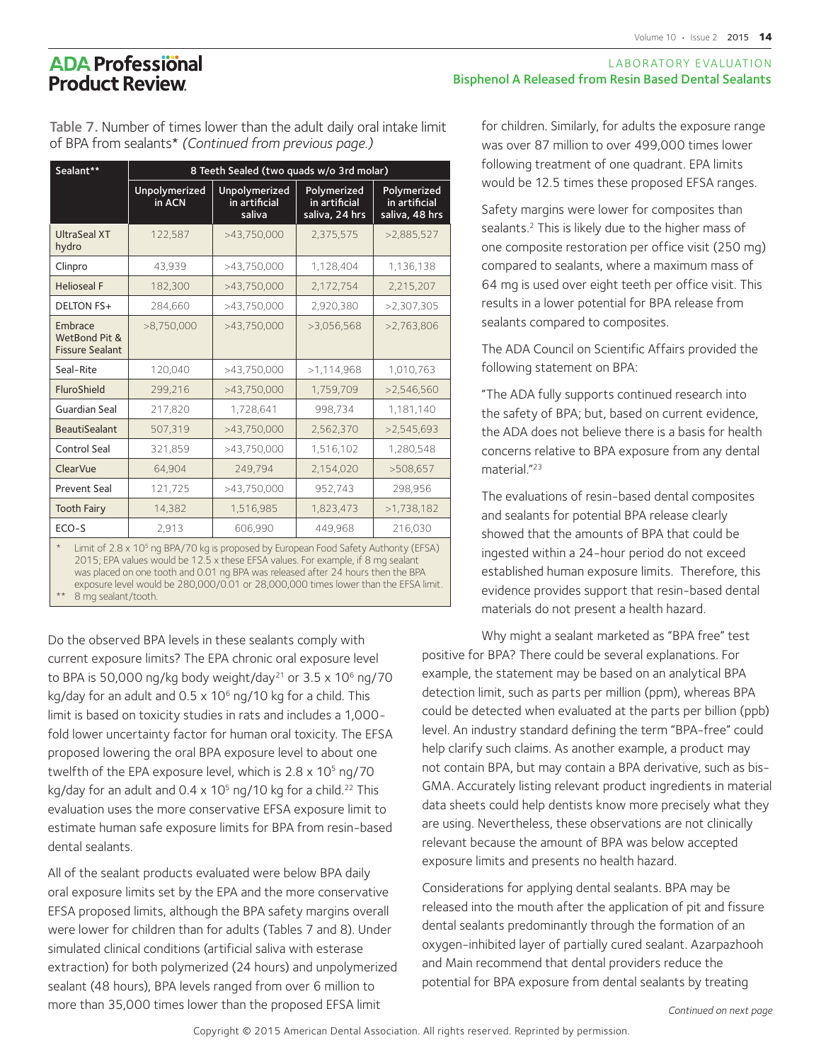Table 7. Number of times lower than the adult daily oral intake limit of BPA from sealants* *(Continued from previous page.)*

| Sealant** | 8 Teeth Sealed (two quads w/o 3rd molar) | | | |
|---|---|---|---|---|
| | Unpolymerized in ACN | Unpolymerized in artificial saliva | Polymerized in artificial saliva, 24 hrs | Polymerized in artificial saliva, 48 hrs |
| UltraSeal XT hydro | 122,587 | >43,750,000 | 2,375,575 | >2,885,527 |
| Clinpro | 43,939 | >43,750,000 | 1,128,404 | 1,136,138 |
| Helioseal F | 182,300 | >43,750,000 | 2,172,754 | 2,215,207 |
| DELTON FS+ | 284,660 | >43,750,000 | 2,920,380 | >2,307,305 |
| Embrace WetBond Pit & Fissure Sealant | >8,750,000 | >43,750,000 | >3,056,568 | >2,763,806 |
| Seal-Rite | 120,040 | >43,750,000 | >1,114,968 | 1,010,763 |
| FluroShield | 299,216 | >43,750,000 | 1,759,709 | >2,546,560 |
| Guardian Seal | 217,820 | 1,728,641 | 998,734 | 1,181,140 |
| BeautiSealant | 507,319 | >43,750,000 | 2,562,370 | >2,545,693 |
| Control Seal | 321,859 | >43,750,000 | 1,516,102 | 1,280,548 |
| ClearVue | 64,904 | 249,794 | 2,154,020 | >508,657 |
| Prevent Seal | 121,725 | >43,750,000 | 952,743 | 298,956 |
| Tooth Fairy | 14,382 | 1,516,985 | 1,823,473 | >1,738,182 |
| ECO-S | 2,913 | 606,990 | 449,968 | 216,030 |

\* Limit of $2.8 \times 10^5$ ng BPA/70 kg is proposed by European Food Safety Authority (EFSA) 2015; EPA values would be 12.5 x these EFSA values. For example, if 8 mg sealant was placed on one tooth and 0.01 ng BPA was released after 24 hours then the BPA exposure level would be 280,000/0.01 or 28,000,000 times lower than the EFSA limit.
\*\* 8 mg sealant/tooth.

Do the observed BPA levels in these sealants comply with current exposure limits? The EPA chronic oral exposure level to BPA is 50,000 ng/kg body weight/day[21] or $3.5 \times 10^6$ ng/70 kg/day for an adult and $0.5 \times 10^6$ ng/10 kg for a child. This limit is based on toxicity studies in rats and includes a 1,000-fold lower uncertainty factor for human oral toxicity. The EFSA proposed lowering the oral BPA exposure level to about one twelfth of the EPA exposure level, which is $2.8 \times 10^5$ ng/70 kg/day for an adult and $0.4 \times 10^5$ ng/10 kg for a child.[22] This evaluation uses the more conservative EFSA exposure limit to estimate human safe exposure limits for BPA from resin-based dental sealants.

All of the sealant products evaluated were below BPA daily oral exposure limits set by the EPA and the more conservative EFSA proposed limits, although the BPA safety margins overall were lower for children than for adults (Tables 7 and 8). Under simulated clinical conditions (artificial saliva with esterase extraction) for both polymerized (24 hours) and unpolymerized sealant (48 hours), BPA levels ranged from over 6 million to more than 35,000 times lower than the proposed EFSA limit for children. Similarly, for adults the exposure range was over 87 million to over 499,000 times lower following treatment of one quadrant. EPA limits would be 12.5 times these proposed EFSA ranges.

Safety margins were lower for composites than sealants.[2] This is likely due to the higher mass of one composite restoration per office visit (250 mg) compared to sealants, where a maximum mass of 64 mg is used over eight teeth per office visit. This results in a lower potential for BPA release from sealants compared to composites.

The ADA Council on Scientific Affairs provided the following statement on BPA:

"The ADA fully supports continued research into the safety of BPA; but, based on current evidence, the ADA does not believe there is a basis for health concerns relative to BPA exposure from any dental material."[23]

The evaluations of resin-based dental composites and sealants for potential BPA release clearly showed that the amounts of BPA that could be ingested within a 24-hour period do not exceed established human exposure limits. Therefore, this evidence provides support that resin-based dental materials do not present a health hazard.

Why might a sealant marketed as "BPA free" test positive for BPA? There could be several explanations. For example, the statement may be based on an analytical BPA detection limit, such as parts per million (ppm), whereas BPA could be detected when evaluated at the parts per billion (ppb) level. An industry standard defining the term "BPA-free" could help clarify such claims. As another example, a product may not contain BPA, but may contain a BPA derivative, such as bis-GMA. Accurately listing relevant product ingredients in material data sheets could help dentists know more precisely what they are using. Nevertheless, these observations are not clinically relevant because the amount of BPA was below accepted exposure limits and presents no health hazard.

Considerations for applying dental sealants. BPA may be released into the mouth after the application of pit and fissure dental sealants predominantly through the formation of an oxygen-inhibited layer of partially cured sealant. Azarpazhooh and Main recommend that dental providers reduce the potential for BPA exposure from dental sealants by treating

*Continued on next page*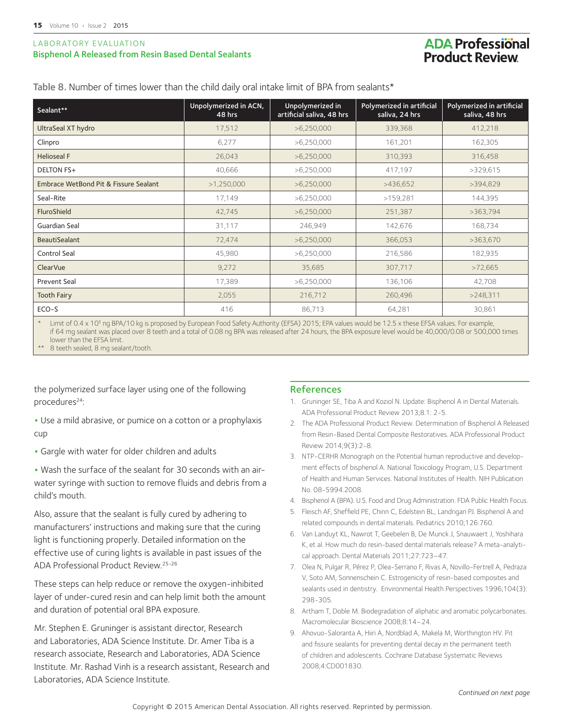Table 8. Number of times lower than the child daily oral intake limit of BPA from sealants*

| Sealant** | Unpolymerized in ACN, 48 hrs | Unpolymerized in artificial saliva, 48 hrs | Polymerized in artificial saliva, 24 hrs | Polymerized in artificial saliva, 48 hrs |
|---|---|---|---|---|
| UltraSeal XT hydro | 17,512 | >6,250,000 | 339,368 | 412,218 |
| Clinpro | 6,277 | >6,250,000 | 161,201 | 162,305 |
| Helioseal F | 26,043 | >6,250,000 | 310,393 | 316,458 |
| DELTON FS+ | 40,666 | >6,250,000 | 417,197 | >329,615 |
| Embrace WetBond Pit & Fissure Sealant | >1,250,000 | >6,250,000 | >436,652 | >394,829 |
| Seal-Rite | 17,149 | >6,250,000 | >159,281 | 144,395 |
| FluroShield | 42,745 | >6,250,000 | 251,387 | >363,794 |
| Guardian Seal | 31,117 | 246,949 | 142,676 | 168,734 |
| BeautiSealant | 72,474 | >6,250,000 | 366,053 | >363,670 |
| Control Seal | 45,980 | >6,250,000 | 216,586 | 182,935 |
| ClearVue | 9,272 | 35,685 | 307,717 | >72,665 |
| Prevent Seal | 17,389 | >6,250,000 | 136,106 | 42,708 |
| Tooth Fairy | 2,055 | 216,712 | 260,496 | >248,311 |
| ECO-S | 416 | 86,713 | 64,281 | 30,861 |

\* Limit of $0.4 \times 10^5$ ng BPA/10 kg is proposed by European Food Safety Authority (EFSA) 2015; EPA values would be 12.5 x these EFSA values. For example, if 64 mg sealant was placed over 8 teeth and a total of 0.08 ng BPA was released after 24 hours, the BPA exposure level would be 40,000/0.08 or 500,000 times lower than the EFSA limit.

\*\* 8 teeth sealed, 8 mg sealant/tooth.

the polymerized surface layer using one of the following procedures[24]:

- Use a mild abrasive, or pumice on a cotton or a prophylaxis cup
- Gargle with water for older children and adults
- Wash the surface of the sealant for 30 seconds with an air-water syringe with suction to remove fluids and debris from a child's mouth.

Also, assure that the sealant is fully cured by adhering to manufacturers' instructions and making sure that the curing light is functioning properly. Detailed information on the effective use of curing lights is available in past issues of the ADA Professional Product Review.[25-26]

These steps can help reduce or remove the oxygen-inhibited layer of under-cured resin and can help limit both the amount and duration of potential oral BPA exposure.

Mr. Stephen E. Gruninger is assistant director, Research and Laboratories, ADA Science Institute. Dr. Amer Tiba is a research associate, Research and Laboratories, ADA Science Institute. Mr. Rashad Vinh is a research assistant, Research and Laboratories, ADA Science Institute.

## References

1. Gruninger SE, Tiba A and Koziol N. Update: Bisphenol A in Dental Materials. ADA Professional Product Review 2013;8.1: 2-5.
2. The ADA Professional Product Review. Determination of Bisphenol A Released from Resin-Based Dental Composite Restoratives. ADA Professional Product Review 2014;9(3):2-8.
3. NTP-CERHR Monograph on the Potential human reproductive and development effects of bisphenol A. National Toxicology Program, U.S. Department of Health and Human Services. National Institutes of Health. NIH Publication No. 08-5994.2008.
4. Bisphenol A (BPA). U.S. Food and Drug Administration. FDA Public Health Focus.
5. Fleisch AF, Sheffield PE, Chinn C, Edelstein BL, Landrigan PJ. Bisphenol A and related compounds in dental materials. Pediatrics 2010;126:760.
6. Van Landuyt KL, Nawrot T, Geebelen B, De Munck J, Snauwaert J, Yoshihara K, et al. How much do resin-based dental materials release? A meta-analytical approach. Dental Materials 2011;27:723–47.
7. Olea N, Pulgar R, Pérez P, Olea-Serrano F, Rivas A, Novillo-Fertrell A, Pedraza V, Soto AM, Sonnenschein C. Estrogenicity of resin-based composites and sealants used in dentistry. Environmental Health Perspectives 1996;104(3): 298-305.
8. Artham T, Doble M. Biodegradation of aliphatic and aromatic polycarbonates. Macromolecular Bioscience 2008;8:14–24.
9. Ahovuo-Saloranta A, Hiiri A, Nordblad A, Makela M, Worthington HV. Pit and fissure sealants for preventing dental decay in the permanent teeth of children and adolescents. Cochrane Database Systematic Reviews 2008;4:CD001830.

*Continued on next page*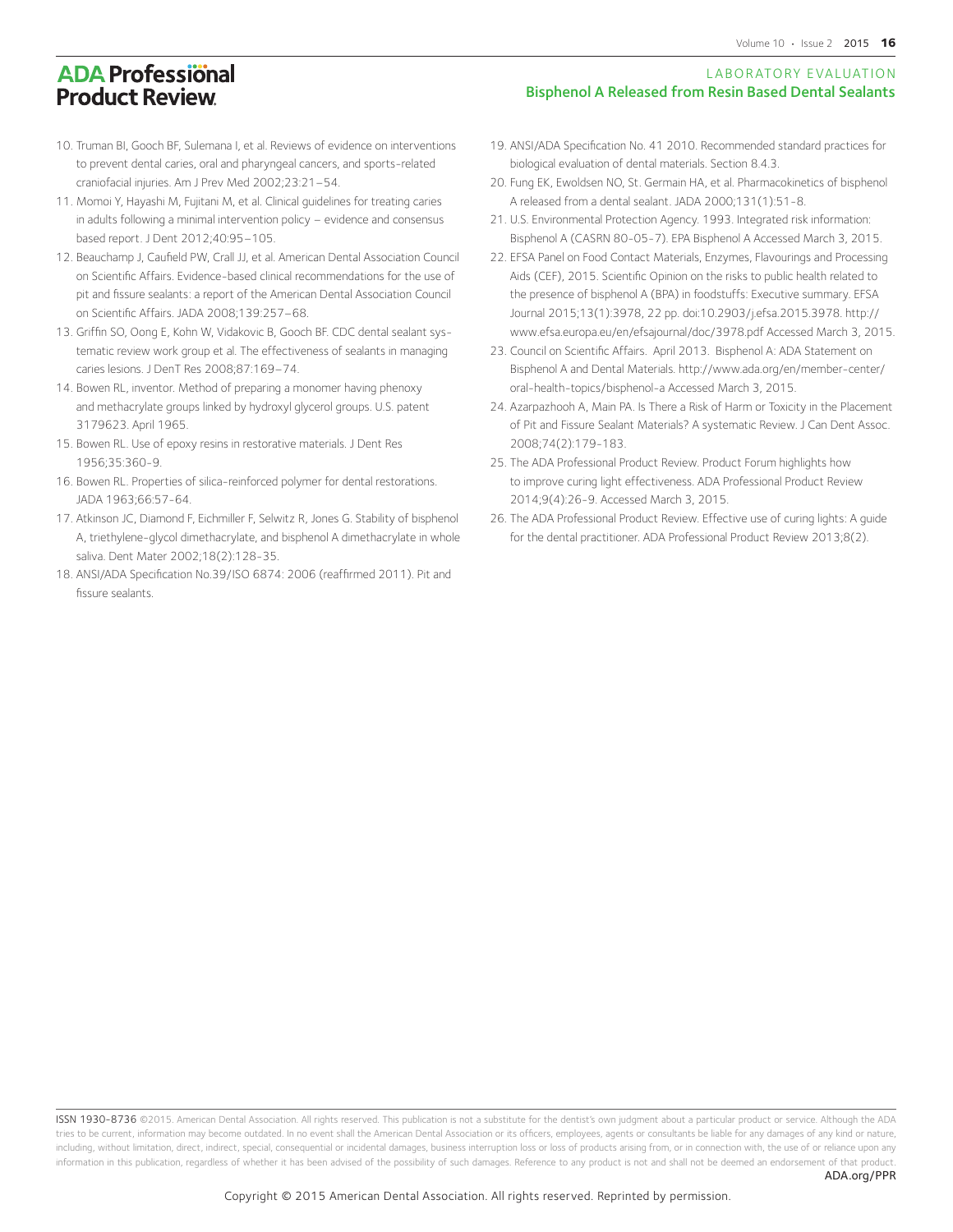10. Truman BI, Gooch BF, Sulemana I, et al. Reviews of evidence on interventions to prevent dental caries, oral and pharyngeal cancers, and sports-related craniofacial injuries. Am J Prev Med 2002;23:21–54.
11. Momoi Y, Hayashi M, Fujitani M, et al. Clinical guidelines for treating caries in adults following a minimal intervention policy – evidence and consensus based report. J Dent 2012;40:95–105.
12. Beauchamp J, Caufield PW, Crall JJ, et al. American Dental Association Council on Scientific Affairs. Evidence-based clinical recommendations for the use of pit and fissure sealants: a report of the American Dental Association Council on Scientific Affairs. JADA 2008;139:257–68.
13. Griffin SO, Oong E, Kohn W, Vidakovic B, Gooch BF. CDC dental sealant systematic review work group et al. The effectiveness of sealants in managing caries lesions. J DenT Res 2008;87:169–74.
14. Bowen RL, inventor. Method of preparing a monomer having phenoxy and methacrylate groups linked by hydroxyl glycerol groups. U.S. patent 3179623. April 1965.
15. Bowen RL. Use of epoxy resins in restorative materials. J Dent Res 1956;35:360-9.
16. Bowen RL. Properties of silica-reinforced polymer for dental restorations. JADA 1963;66:57-64.
17. Atkinson JC, Diamond F, Eichmiller F, Selwitz R, Jones G. Stability of bisphenol A, triethylene-glycol dimethacrylate, and bisphenol A dimethacrylate in whole saliva. Dent Mater 2002;18(2):128-35.
18. ANSI/ADA Specification No.39/ISO 6874: 2006 (reaffirmed 2011). Pit and fissure sealants.
19. ANSI/ADA Specification No. 41 2010. Recommended standard practices for biological evaluation of dental materials. Section 8.4.3.
20. Fung EK, Ewoldsen NO, St. Germain HA, et al. Pharmacokinetics of bisphenol A released from a dental sealant. JADA 2000;131(1):51-8.
21. U.S. Environmental Protection Agency. 1993. Integrated risk information: Bisphenol A (CASRN 80-05-7). EPA Bisphenol A Accessed March 3, 2015.
22. EFSA Panel on Food Contact Materials, Enzymes, Flavourings and Processing Aids (CEF), 2015. Scientific Opinion on the risks to public health related to the presence of bisphenol A (BPA) in foodstuffs: Executive summary. EFSA Journal 2015;13(1):3978, 22 pp. doi:10.2903/j.efsa.2015.3978. http://www.efsa.europa.eu/en/efsajournal/doc/3978.pdf Accessed March 3, 2015.
23. Council on Scientific Affairs. April 2013. Bisphenol A: ADA Statement on Bisphenol A and Dental Materials. http://www.ada.org/en/member-center/oral-health-topics/bisphenol-a Accessed March 3, 2015.
24. Azarpazhooh A, Main PA. Is There a Risk of Harm or Toxicity in the Placement of Pit and Fissure Sealant Materials? A systematic Review. J Can Dent Assoc. 2008;74(2):179-183.
25. The ADA Professional Product Review. Product Forum highlights how to improve curing light effectiveness. ADA Professional Product Review 2014;9(4):26-9. Accessed March 3, 2015.
26. The ADA Professional Product Review. Effective use of curing lights: A guide for the dental practitioner. ADA Professional Product Review 2013;8(2).

ISSN 1930-8736 ©2015. American Dental Association. All rights reserved. This publication is not a substitute for the dentist's own judgment about a particular product or service. Although the ADA tries to be current, information may become outdated. In no event shall the American Dental Association or its officers, employees, agents or consultants be liable for any damages of any kind or nature, including, without limitation, direct, indirect, special, consequential or incidental damages, business interruption loss or loss of products arising from, or in connection with, the use of or reliance upon any information in this publication, regardless of whether it has been advised of the possibility of such damages. Reference to any product is not and shall not be deemed an endorsement of that product.

ADA.org/PPR

Copyright © 2015 American Dental Association. All rights reserved. Reprinted by permission.